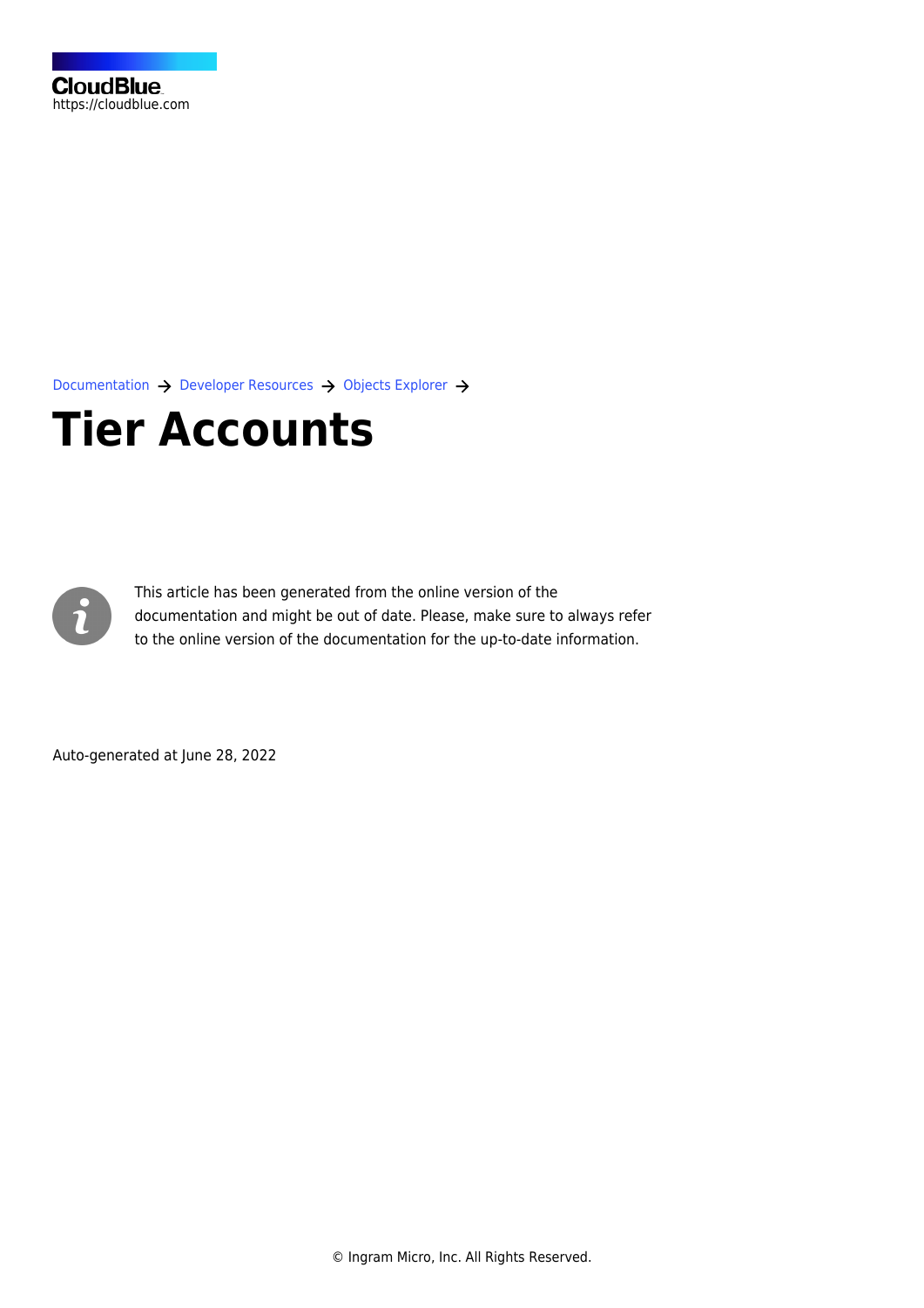CloudBlue
https://cloudblue.com

Documentation → Developer Resources → Objects Explorer →

# Tier Accounts

This article has been generated from the online version of the documentation and might be out of date. Please, make sure to always refer to the online version of the documentation for the up-to-date information.

Auto-generated at June 28, 2022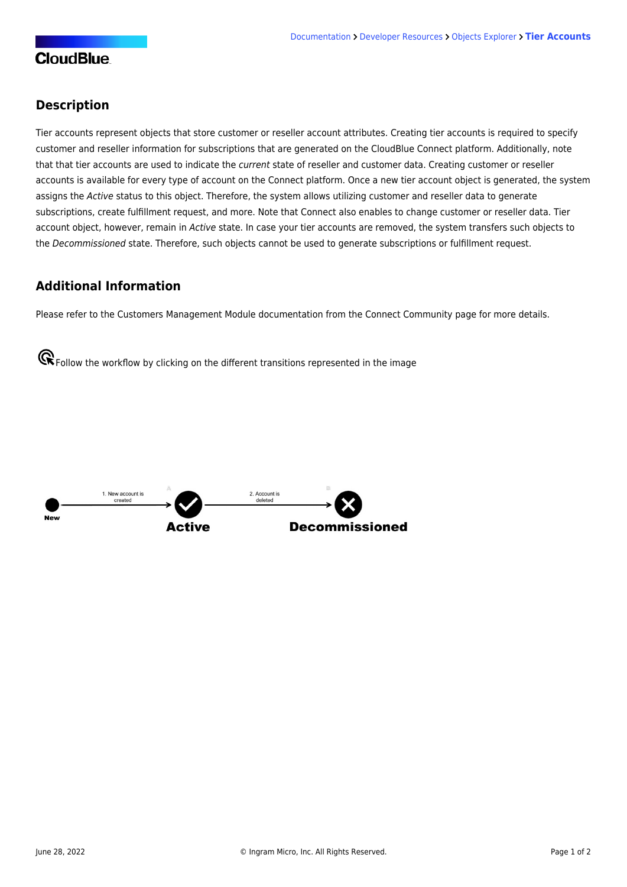## Description

Tier accounts represent objects that store customer or reseller account attributes. Creating tier accounts is required to specify customer and reseller information for subscriptions that are generated on the CloudBlue Connect platform. Additionally, note that that tier accounts are used to indicate the *current* state of reseller and customer data. Creating customer or reseller accounts is available for every type of account on the Connect platform. Once a new tier account object is generated, the system assigns the *Active* status to this object. Therefore, the system allows utilizing customer and reseller data to generate subscriptions, create fulfillment request, and more. Note that Connect also enables to change customer or reseller data. Tier account object, however, remain in *Active* state. In case your tier accounts are removed, the system transfers such objects to the *Decommissioned* state. Therefore, such objects cannot be used to generate subscriptions or fulfillment request.

## Additional Information

Please refer to the Customers Management Module documentation from the Connect Community page for more details.

Follow the workflow by clicking on the different transitions represented in the image

New → 1. New account is created → Active → 2. Account is deleted → Decommissioned